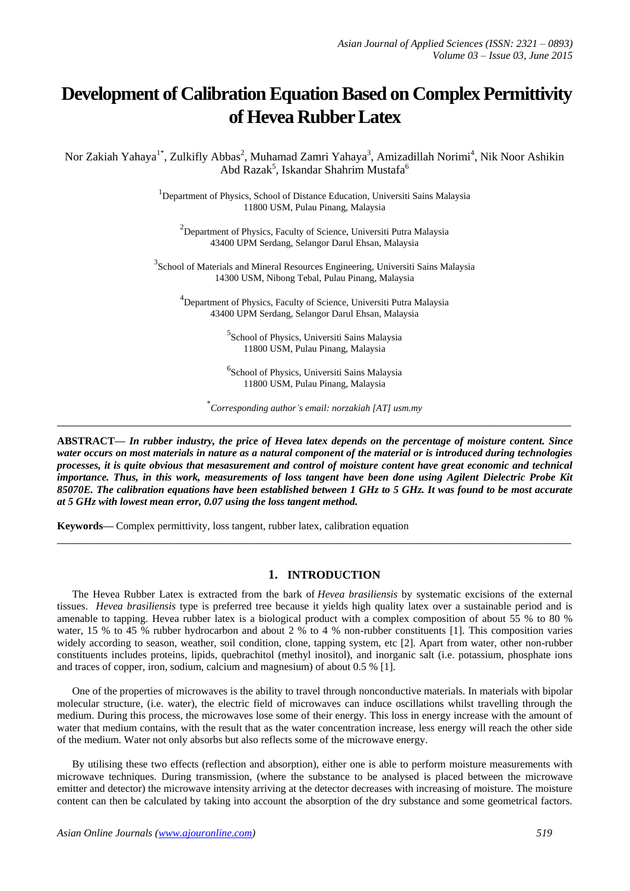# Development of Calibration Equation Based on Complex Permittivity of Hevea Rubber Latex

Nor Zakiah Yahaya[1*], Zulkifly Abbas[2], Muhamad Zamri Yahaya[3], Amizadillah Norimi[4], Nik Noor Ashikin Abd Razak[5], Iskandar Shahrim Mustafa[6]

[1]Department of Physics, School of Distance Education, Universiti Sains Malaysia
11800 USM, Pulau Pinang, Malaysia

[2]Department of Physics, Faculty of Science, Universiti Putra Malaysia
43400 UPM Serdang, Selangor Darul Ehsan, Malaysia

[3]School of Materials and Mineral Resources Engineering, Universiti Sains Malaysia
14300 USM, Nibong Tebal, Pulau Pinang, Malaysia

[4]Department of Physics, Faculty of Science, Universiti Putra Malaysia
43400 UPM Serdang, Selangor Darul Ehsan, Malaysia

[5]School of Physics, Universiti Sains Malaysia
11800 USM, Pulau Pinang, Malaysia

[6]School of Physics, Universiti Sains Malaysia
11800 USM, Pulau Pinang, Malaysia

*\*Corresponding author's email: norzakiah [AT] usm.my*

---

**ABSTRACT—** ***In rubber industry, the price of Hevea latex depends on the percentage of moisture content. Since water occurs on most materials in nature as a natural component of the material or is introduced during technologies processes, it is quite obvious that mesasurement and control of moisture content have great economic and technical importance. Thus, in this work, measurements of loss tangent have been done using Agilent Dielectric Probe Kit 85070E. The calibration equations have been established between 1 GHz to 5 GHz. It was found to be most accurate at 5 GHz with lowest mean error, 0.07 using the loss tangent method.***

**Keywords—** Complex permittivity, loss tangent, rubber latex, calibration equation

---

## 1. INTRODUCTION

The Hevea Rubber Latex is extracted from the bark of *Hevea brasiliensis* by systematic excisions of the external tissues. *Hevea brasiliensis* type is preferred tree because it yields high quality latex over a sustainable period and is amenable to tapping. Hevea rubber latex is a biological product with a complex composition of about 55 % to 80 % water, 15 % to 45 % rubber hydrocarbon and about 2 % to 4 % non-rubber constituents [1]. This composition varies widely according to season, weather, soil condition, clone, tapping system, etc [2]. Apart from water, other non-rubber constituents includes proteins, lipids, quebrachitol (methyl inositol), and inorganic salt (i.e. potassium, phosphate ions and traces of copper, iron, sodium, calcium and magnesium) of about 0.5 % [1].

One of the properties of microwaves is the ability to travel through nonconductive materials. In materials with bipolar molecular structure, (i.e. water), the electric field of microwaves can induce oscillations whilst travelling through the medium. During this process, the microwaves lose some of their energy. This loss in energy increase with the amount of water that medium contains, with the result that as the water concentration increase, less energy will reach the other side of the medium. Water not only absorbs but also reflects some of the microwave energy.

By utilising these two effects (reflection and absorption), either one is able to perform moisture measurements with microwave techniques. During transmission, (where the substance to be analysed is placed between the microwave emitter and detector) the microwave intensity arriving at the detector decreases with increasing of moisture. The moisture content can then be calculated by taking into account the absorption of the dry substance and some geometrical factors.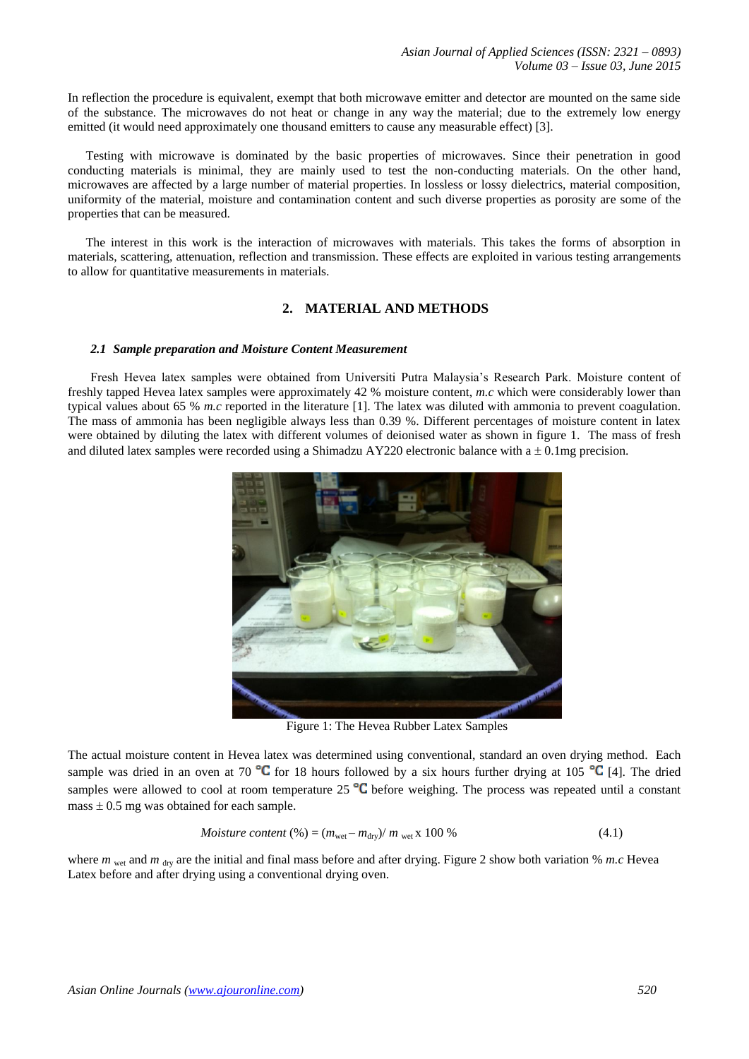In reflection the procedure is equivalent, exempt that both microwave emitter and detector are mounted on the same side of the substance. The microwaves do not heat or change in any way the material; due to the extremely low energy emitted (it would need approximately one thousand emitters to cause any measurable effect) [3].

Testing with microwave is dominated by the basic properties of microwaves. Since their penetration in good conducting materials is minimal, they are mainly used to test the non-conducting materials. On the other hand, microwaves are affected by a large number of material properties. In lossless or lossy dielectrics, material composition, uniformity of the material, moisture and contamination content and such diverse properties as porosity are some of the properties that can be measured.

The interest in this work is the interaction of microwaves with materials. This takes the forms of absorption in materials, scattering, attenuation, reflection and transmission. These effects are exploited in various testing arrangements to allow for quantitative measurements in materials.

## 2. MATERIAL AND METHODS

### *2.1 Sample preparation and Moisture Content Measurement*

Fresh Hevea latex samples were obtained from Universiti Putra Malaysia's Research Park. Moisture content of freshly tapped Hevea latex samples were approximately 42 % moisture content, *m.c* which were considerably lower than typical values about 65 % *m.c* reported in the literature [1]. The latex was diluted with ammonia to prevent coagulation. The mass of ammonia has been negligible always less than 0.39 %. Different percentages of moisture content in latex were obtained by diluting the latex with different volumes of deionised water as shown in figure 1. The mass of fresh and diluted latex samples were recorded using a Shimadzu AY220 electronic balance with a ± 0.1mg precision.

Figure 1: The Hevea Rubber Latex Samples

The actual moisture content in Hevea latex was determined using conventional, standard an oven drying method. Each sample was dried in an oven at 70 ℃ for 18 hours followed by a six hours further drying at 105 ℃ [4]. The dried samples were allowed to cool at room temperature 25 ℃ before weighing. The process was repeated until a constant mass ± 0.5 mg was obtained for each sample.

$$\textit{Moisture content}\ (\%) = (m_{\text{wet}} - m_{\text{dry}}) / m_{\text{wet}} \times 100\ \% \qquad (4.1)$$

where $m_{\text{wet}}$ and $m_{\text{dry}}$ are the initial and final mass before and after drying. Figure 2 show both variation % *m.c* Hevea Latex before and after drying using a conventional drying oven.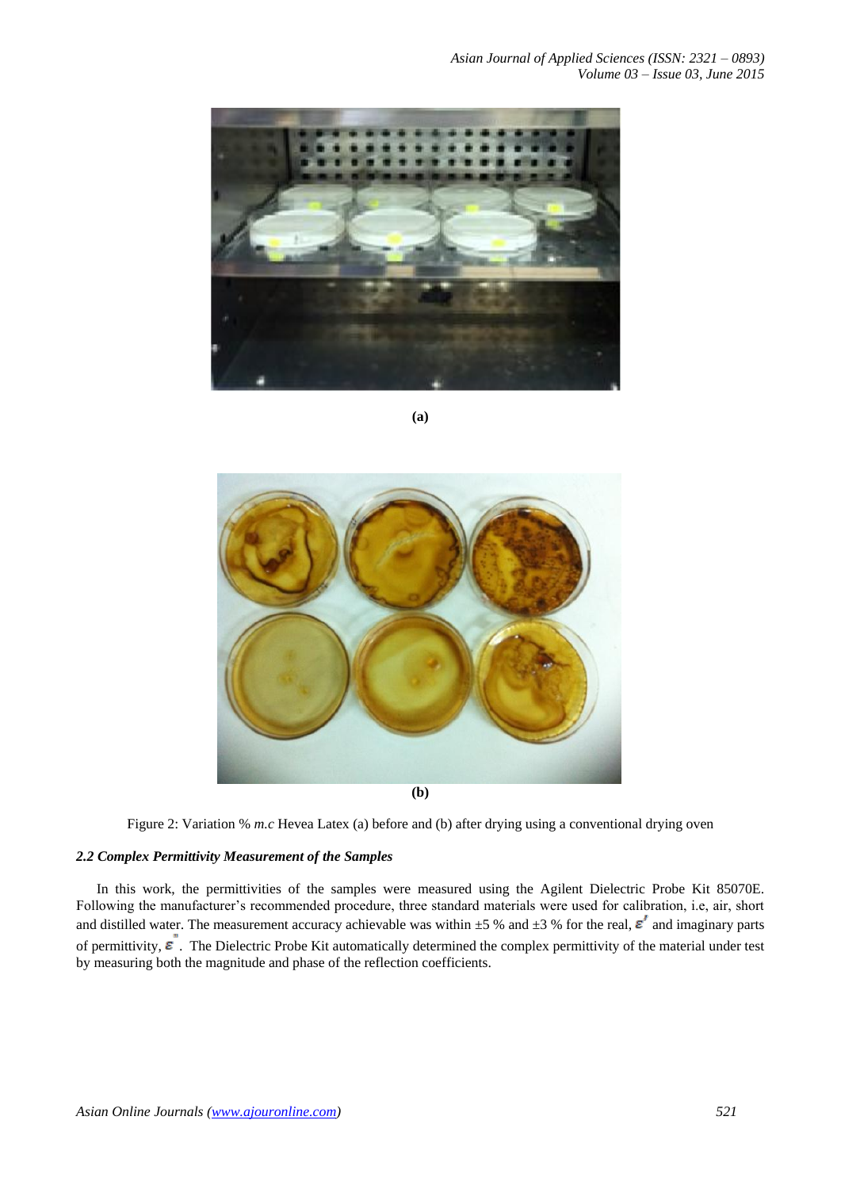(a)

(b)

Figure 2: Variation % *m.c* Hevea Latex (a) before and (b) after drying using a conventional drying oven

### *2.2 Complex Permittivity Measurement of the Samples*

In this work, the permittivities of the samples were measured using the Agilent Dielectric Probe Kit 85070E. Following the manufacturer's recommended procedure, three standard materials were used for calibration, i.e, air, short and distilled water. The measurement accuracy achievable was within ±5 % and ±3 % for the real, $\varepsilon'$ and imaginary parts of permittivity, $\varepsilon''$. The Dielectric Probe Kit automatically determined the complex permittivity of the material under test by measuring both the magnitude and phase of the reflection coefficients.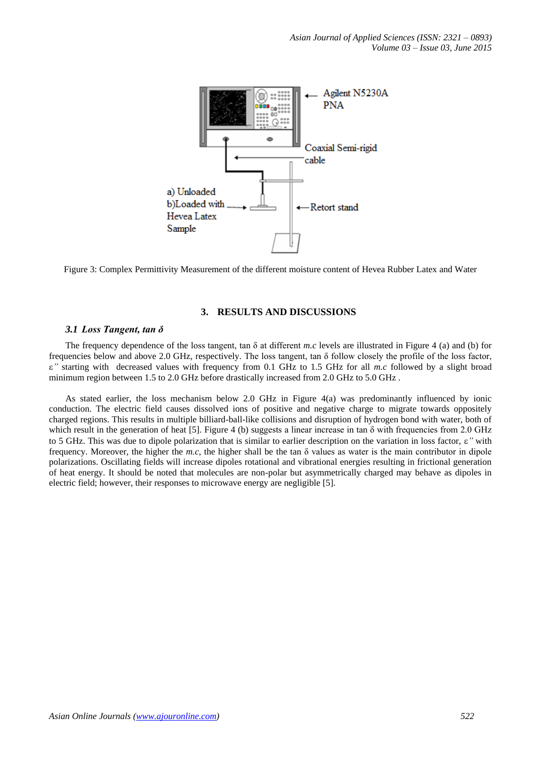Figure 3: Complex Permittivity Measurement of the different moisture content of Hevea Rubber Latex and Water

## 3. RESULTS AND DISCUSSIONS

### *3.1 Loss Tangent, tan δ*

The frequency dependence of the loss tangent, tan δ at different *m.c* levels are illustrated in Figure 4 (a) and (b) for frequencies below and above 2.0 GHz, respectively. The loss tangent, tan δ follow closely the profile of the loss factor, ε*"* starting with decreased values with frequency from 0.1 GHz to 1.5 GHz for all *m.c* followed by a slight broad minimum region between 1.5 to 2.0 GHz before drastically increased from 2.0 GHz to 5.0 GHz .

As stated earlier, the loss mechanism below 2.0 GHz in Figure 4(a) was predominantly influenced by ionic conduction. The electric field causes dissolved ions of positive and negative charge to migrate towards oppositely charged regions. This results in multiple billiard-ball-like collisions and disruption of hydrogen bond with water, both of which result in the generation of heat [5]. Figure 4 (b) suggests a linear increase in tan δ with frequencies from 2.0 GHz to 5 GHz. This was due to dipole polarization that is similar to earlier description on the variation in loss factor, ε*"* with frequency. Moreover, the higher the *m.c*, the higher shall be the tan δ values as water is the main contributor in dipole polarizations. Oscillating fields will increase dipoles rotational and vibrational energies resulting in frictional generation of heat energy. It should be noted that molecules are non-polar but asymmetrically charged may behave as dipoles in electric field; however, their responses to microwave energy are negligible [5].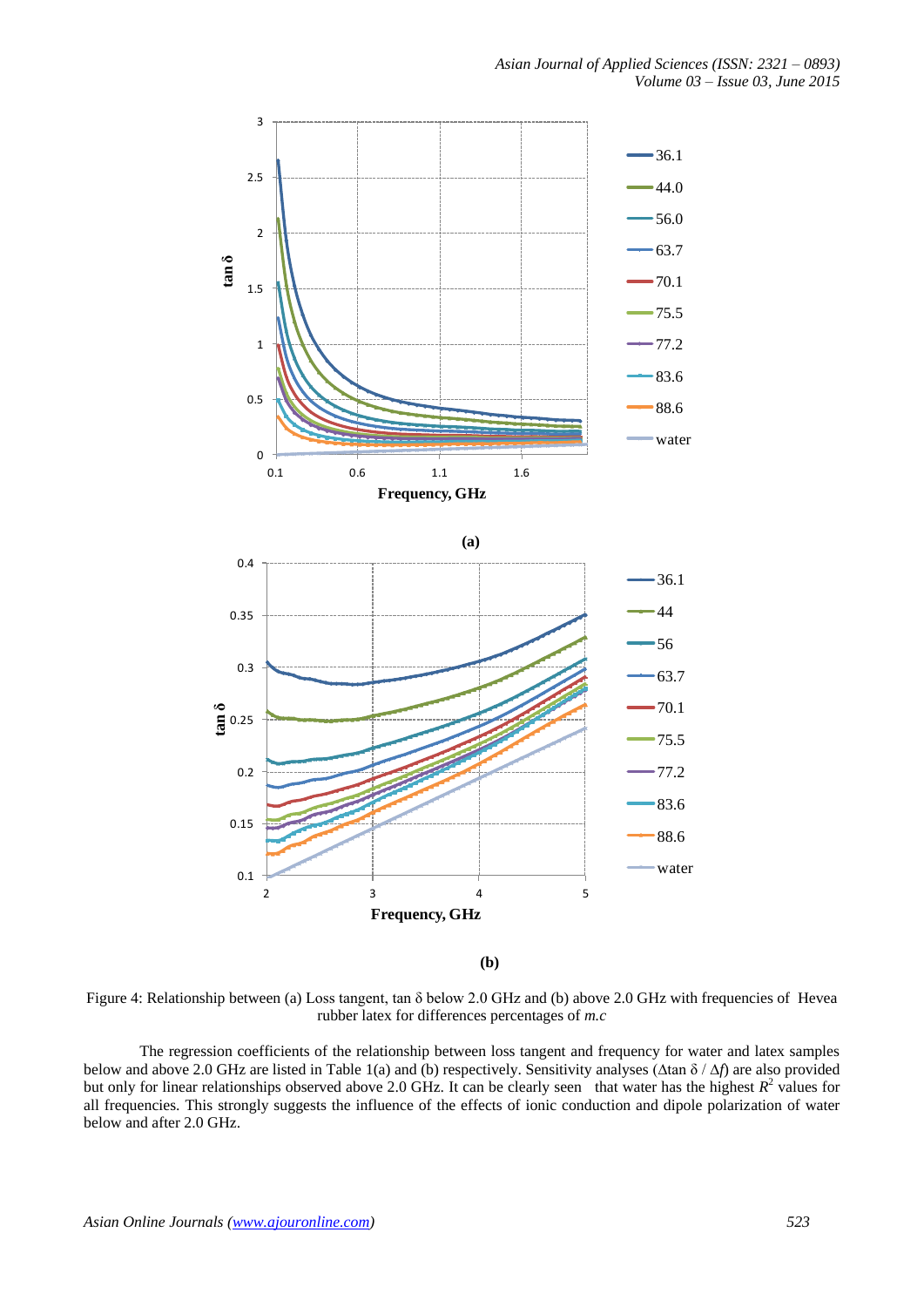(a)

(b)

Figure 4: Relationship between (a) Loss tangent, tan δ below 2.0 GHz and (b) above 2.0 GHz with frequencies of Hevea rubber latex for differences percentages of *m.c*

The regression coefficients of the relationship between loss tangent and frequency for water and latex samples below and above 2.0 GHz are listed in Table 1(a) and (b) respectively. Sensitivity analyses ($\Delta \tan \delta / \Delta f$) are also provided but only for linear relationships observed above 2.0 GHz. It can be clearly seen that water has the highest $R^2$ values for all frequencies. This strongly suggests the influence of the effects of ionic conduction and dipole polarization of water below and after 2.0 GHz.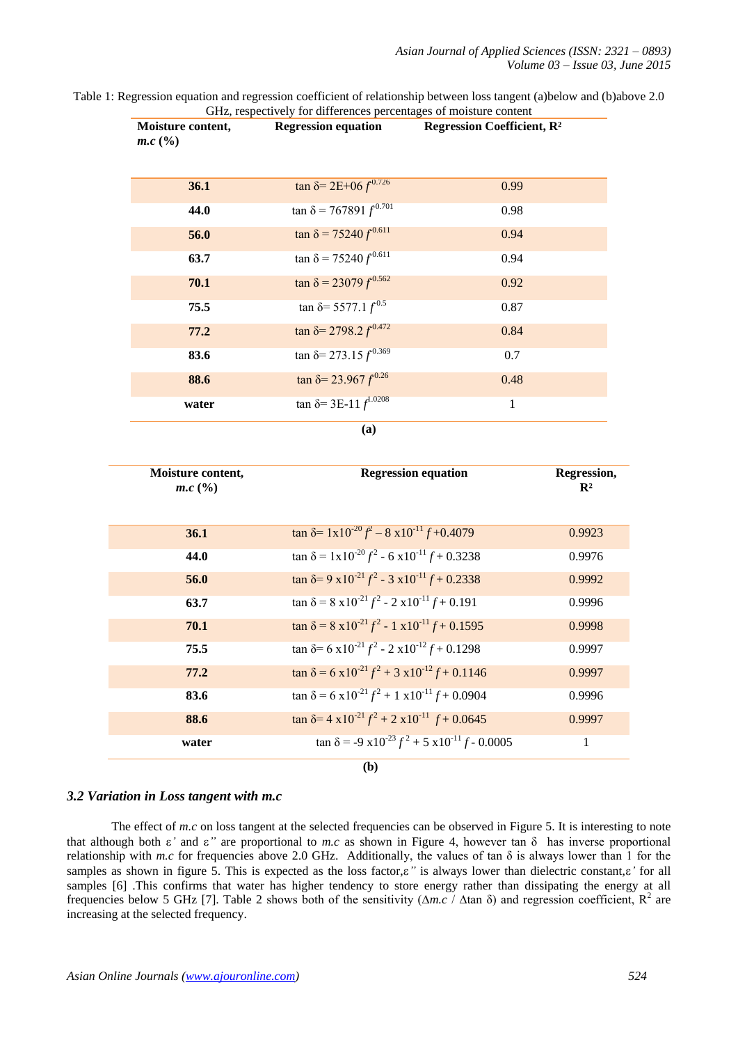Table 1: Regression equation and regression coefficient of relationship between loss tangent (a)below and (b)above 2.0 GHz, respectively for differences percentages of moisture content

| Moisture content, *m.c* (%) | Regression equation | Regression Coefficient, $R^2$ |
|---|---|---|
| **36.1** | $\tan\delta = 2E{+}06\, f^{0.726}$ | 0.99 |
| **44.0** | $\tan\delta = 767891\, f^{0.701}$ | 0.98 |
| **56.0** | $\tan\delta = 75240\, f^{0.611}$ | 0.94 |
| **63.7** | $\tan\delta = 75240\, f^{0.611}$ | 0.94 |
| **70.1** | $\tan\delta = 23079\, f^{0.562}$ | 0.92 |
| **75.5** | $\tan\delta = 5577.1\, f^{0.5}$ | 0.87 |
| **77.2** | $\tan\delta = 2798.2\, f^{0.472}$ | 0.84 |
| **83.6** | $\tan\delta = 273.15\, f^{0.369}$ | 0.7 |
| **88.6** | $\tan\delta = 23.967\, f^{0.26}$ | 0.48 |
| **water** | $\tan\delta = 3E{-}11\, f^{1.0208}$ | 1 |

**(a)**

| Moisture content, *m.c* (%) | Regression equation | Regression, $R^2$ |
|---|---|---|
| **36.1** | $\tan\delta = 1\times10^{-20} f^2 - 8\times10^{-11} f + 0.4079$ | 0.9923 |
| **44.0** | $\tan\delta = 1\times10^{-20} f^2 - 6\times10^{-11} f + 0.3238$ | 0.9976 |
| **56.0** | $\tan\delta = 9\times10^{-21} f^2 - 3\times10^{-11} f + 0.2338$ | 0.9992 |
| **63.7** | $\tan\delta = 8\times10^{-21} f^2 - 2\times10^{-11} f + 0.191$ | 0.9996 |
| **70.1** | $\tan\delta = 8\times10^{-21} f^2 - 1\times10^{-11} f + 0.1595$ | 0.9998 |
| **75.5** | $\tan\delta = 6\times10^{-21} f^2 - 2\times10^{-12} f + 0.1298$ | 0.9997 |
| **77.2** | $\tan\delta = 6\times10^{-21} f^2 + 3\times10^{-12} f + 0.1146$ | 0.9997 |
| **83.6** | $\tan\delta = 6\times10^{-21} f^2 + 1\times10^{-11} f + 0.0904$ | 0.9996 |
| **88.6** | $\tan\delta = 4\times10^{-21} f^2 + 2\times10^{-11} f + 0.0645$ | 0.9997 |
| **water** | $\tan\delta = -9\times10^{-23} f^2 + 5\times10^{-11} f - 0.0005$ | 1 |

**(b)**

### *3.2 Variation in Loss tangent with m.c*

The effect of *m.c* on loss tangent at the selected frequencies can be observed in Figure 5. It is interesting to note that although both $\varepsilon'$ and $\varepsilon''$ are proportional to *m.c* as shown in Figure 4, however $\tan\delta$ has inverse proportional relationship with *m.c* for frequencies above 2.0 GHz. Additionally, the values of $\tan\delta$ is always lower than 1 for the samples as shown in figure 5. This is expected as the loss factor, $\varepsilon''$ is always lower than dielectric constant, $\varepsilon'$ for all samples [6] .This confirms that water has higher tendency to store energy rather than dissipating the energy at all frequencies below 5 GHz [7]. Table 2 shows both of the sensitivity ($\Delta m.c$ / $\Delta\tan\delta$) and regression coefficient, $R^2$ are increasing at the selected frequency.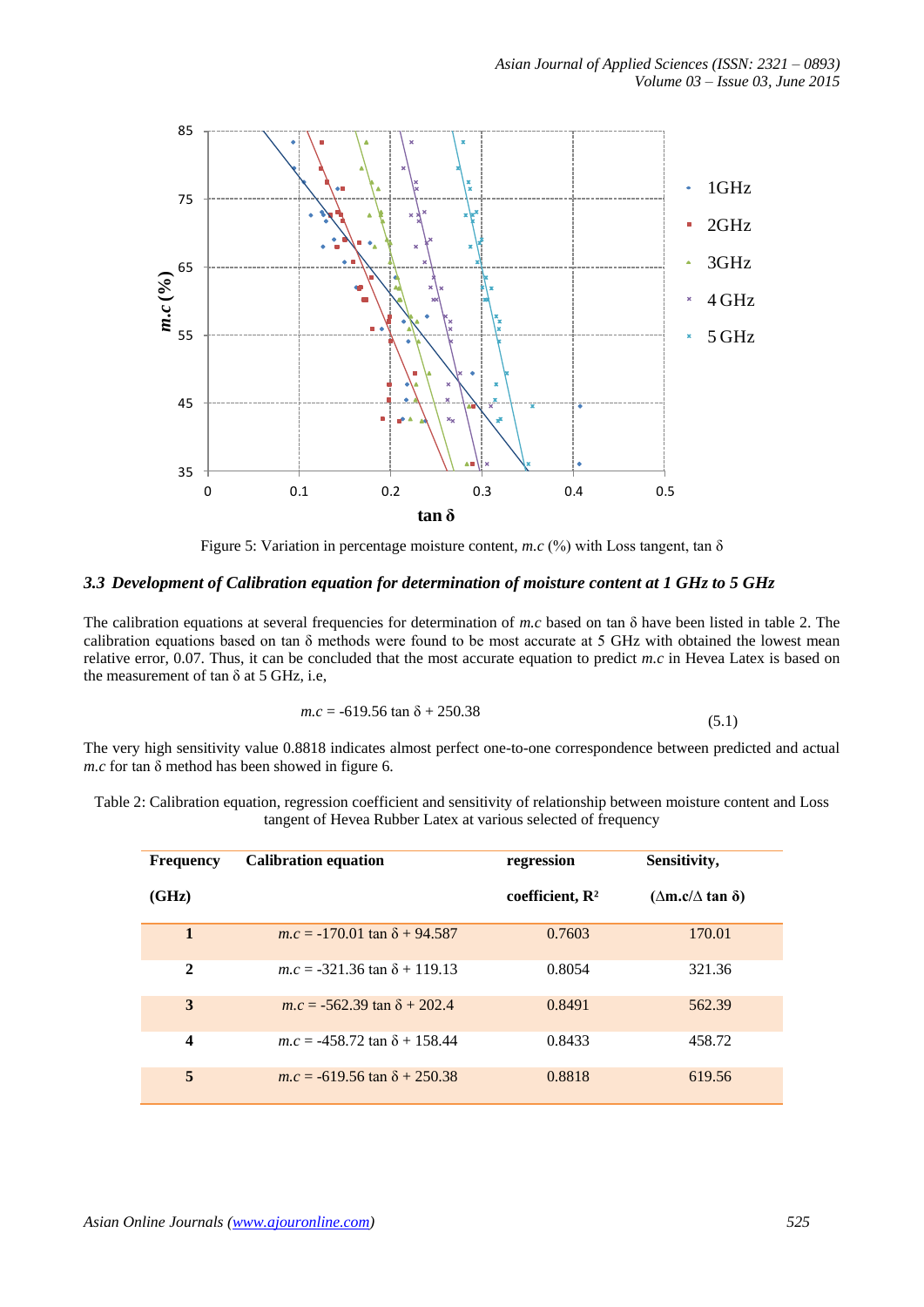Figure 5: Variation in percentage moisture content, *m.c* (%) with Loss tangent, tan δ

### 3.3 Development of Calibration equation for determination of moisture content at 1 GHz to 5 GHz

The calibration equations at several frequencies for determination of *m.c* based on tan δ have been listed in table 2. The calibration equations based on tan δ methods were found to be most accurate at 5 GHz with obtained the lowest mean relative error, 0.07. Thus, it can be concluded that the most accurate equation to predict *m.c* in Hevea Latex is based on the measurement of tan δ at 5 GHz, i.e,

$$m.c = -619.56 \tan\delta + 250.38 \quad (5.1)$$

The very high sensitivity value 0.8818 indicates almost perfect one-to-one correspondence between predicted and actual *m.c* for tan δ method has been showed in figure 6.

Table 2: Calibration equation, regression coefficient and sensitivity of relationship between moisture content and Loss tangent of Hevea Rubber Latex at various selected of frequency

| Frequency (GHz) | Calibration equation | regression coefficient, $R^2$ | Sensitivity, ($\Delta m.c/\Delta \tan\delta$) |
|---|---|---|---|
| 1 | $m.c = -170.01 \tan\delta + 94.587$ | 0.7603 | 170.01 |
| 2 | $m.c = -321.36 \tan\delta + 119.13$ | 0.8054 | 321.36 |
| 3 | $m.c = -562.39 \tan\delta + 202.4$ | 0.8491 | 562.39 |
| 4 | $m.c = -458.72 \tan\delta + 158.44$ | 0.8433 | 458.72 |
| 5 | $m.c = -619.56 \tan\delta + 250.38$ | 0.8818 | 619.56 |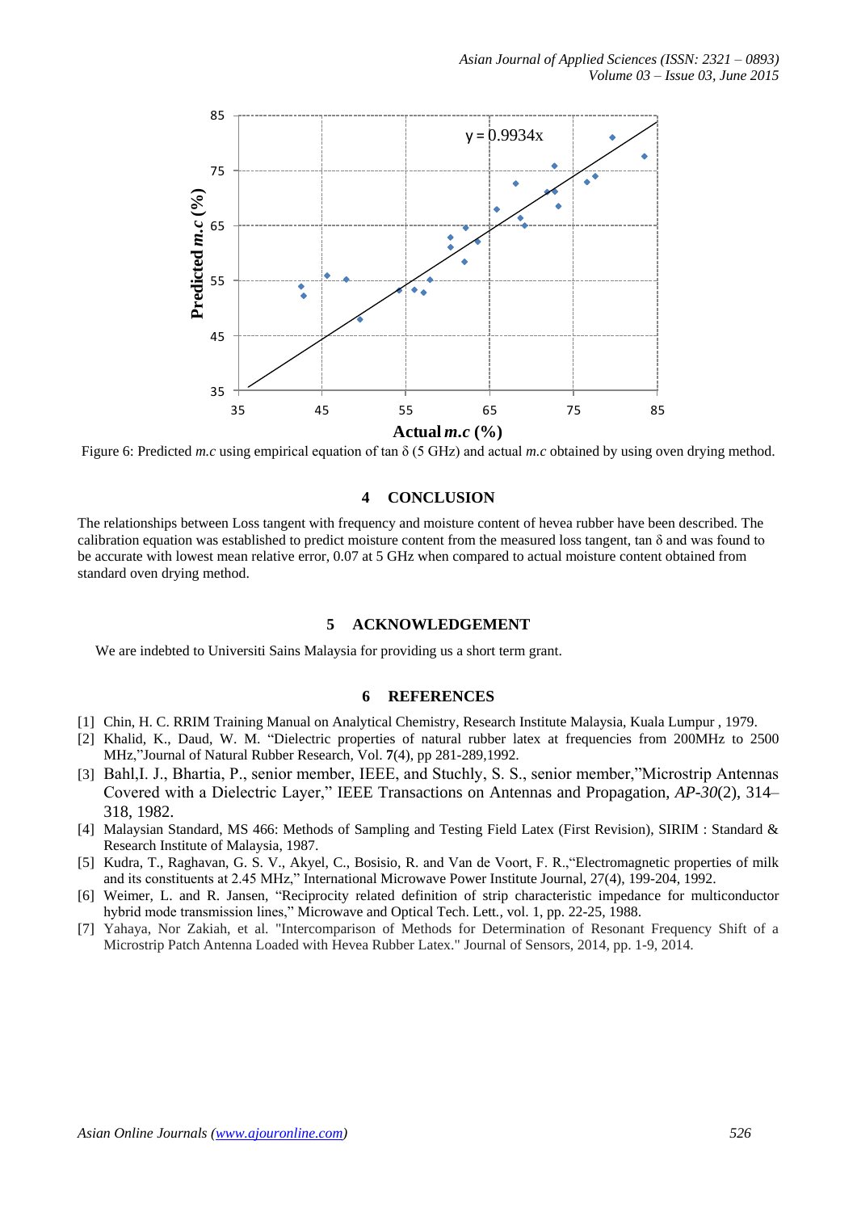85

75

65

55

45

35

35 45 55 65 75 85

y = 0.9934x

Predicted *m.c* (%)

Actual *m.c* (%)

Figure 6: Predicted *m.c* using empirical equation of tan δ (5 GHz) and actual *m.c* obtained by using oven drying method.

## 4 CONCLUSION

The relationships between Loss tangent with frequency and moisture content of hevea rubber have been described. The calibration equation was established to predict moisture content from the measured loss tangent, tan δ and was found to be accurate with lowest mean relative error, 0.07 at 5 GHz when compared to actual moisture content obtained from standard oven drying method.

## 5 ACKNOWLEDGEMENT

We are indebted to Universiti Sains Malaysia for providing us a short term grant.

## 6 REFERENCES

[1] Chin, H. C. RRIM Training Manual on Analytical Chemistry, Research Institute Malaysia, Kuala Lumpur , 1979.

[2] Khalid, K., Daud, W. M. "Dielectric properties of natural rubber latex at frequencies from 200MHz to 2500 MHz,"Journal of Natural Rubber Research, Vol. **7**(4), pp 281-289,1992.

[3] Bahl,I. J., Bhartia, P., senior member, IEEE, and Stuchly, S. S., senior member,"Microstrip Antennas Covered with a Dielectric Layer," IEEE Transactions on Antennas and Propagation, *AP-30*(2), 314–318, 1982.

[4] Malaysian Standard, MS 466: Methods of Sampling and Testing Field Latex (First Revision), SIRIM : Standard & Research Institute of Malaysia, 1987.

[5] Kudra, T., Raghavan, G. S. V., Akyel, C., Bosisio, R. and Van de Voort, F. R.,"Electromagnetic properties of milk and its constituents at 2.45 MHz," International Microwave Power Institute Journal, 27(4), 199-204, 1992.

[6] Weimer, L. and R. Jansen, "Reciprocity related definition of strip characteristic impedance for multiconductor hybrid mode transmission lines," Microwave and Optical Tech. Lett., vol. 1, pp. 22-25, 1988.

[7] Yahaya, Nor Zakiah, et al. "Intercomparison of Methods for Determination of Resonant Frequency Shift of a Microstrip Patch Antenna Loaded with Hevea Rubber Latex." Journal of Sensors, 2014, pp. 1-9, 2014.